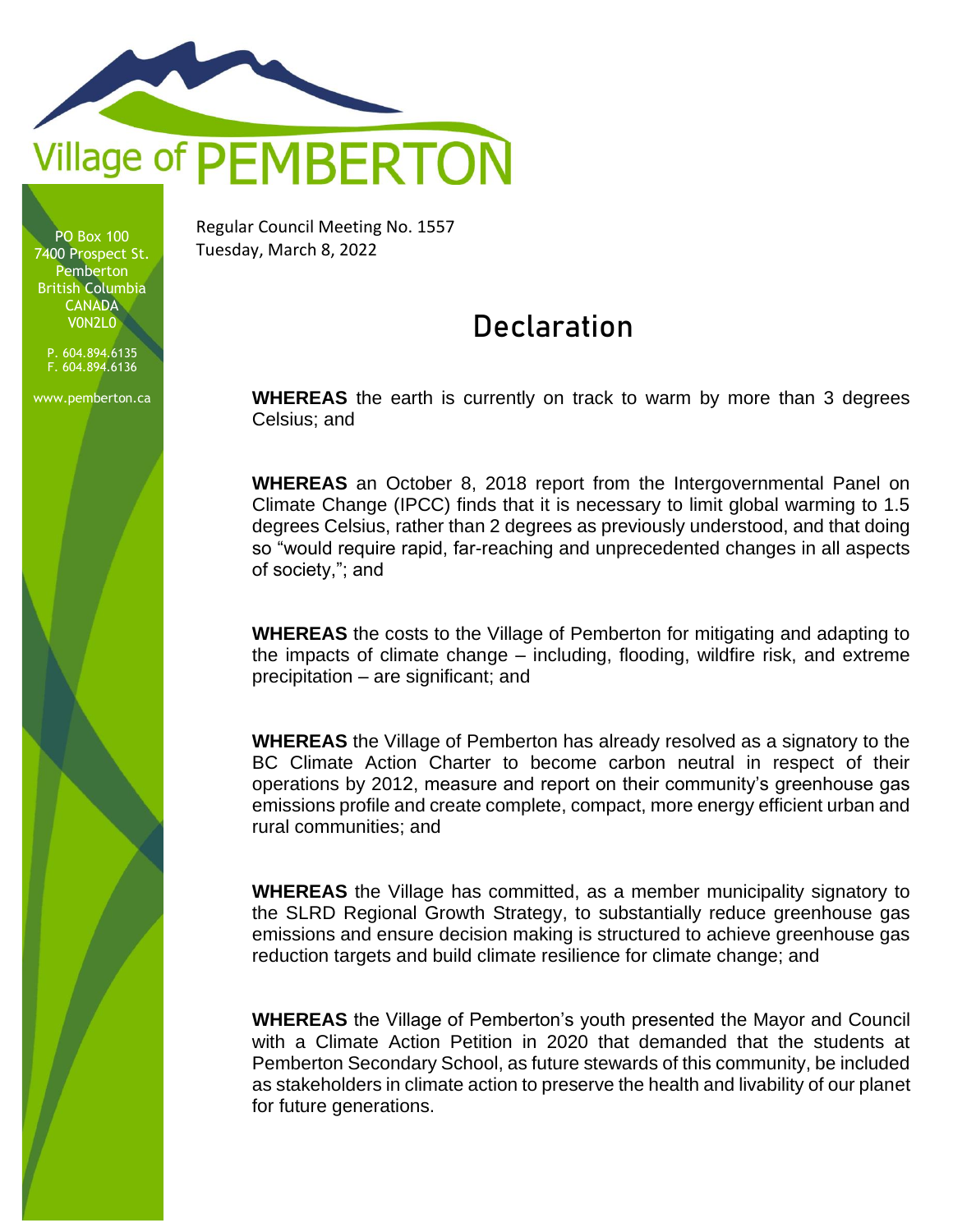Village of PEMBERTON

PO Box 100
7400 Prospect St.
Pemberton
British Columbia
CANADA
V0N2L0

P. 604.894.6135
F. 604.894.6136

www.pemberton.ca

Regular Council Meeting No. 1557
Tuesday, March 8, 2022

# Declaration

**WHEREAS** the earth is currently on track to warm by more than 3 degrees Celsius; and

**WHEREAS** an October 8, 2018 report from the Intergovernmental Panel on Climate Change (IPCC) finds that it is necessary to limit global warming to 1.5 degrees Celsius, rather than 2 degrees as previously understood, and that doing so "would require rapid, far-reaching and unprecedented changes in all aspects of society,"; and

**WHEREAS** the costs to the Village of Pemberton for mitigating and adapting to the impacts of climate change – including, flooding, wildfire risk, and extreme precipitation – are significant; and

**WHEREAS** the Village of Pemberton has already resolved as a signatory to the BC Climate Action Charter to become carbon neutral in respect of their operations by 2012, measure and report on their community's greenhouse gas emissions profile and create complete, compact, more energy efficient urban and rural communities; and

**WHEREAS** the Village has committed, as a member municipality signatory to the SLRD Regional Growth Strategy, to substantially reduce greenhouse gas emissions and ensure decision making is structured to achieve greenhouse gas reduction targets and build climate resilience for climate change; and

**WHEREAS** the Village of Pemberton's youth presented the Mayor and Council with a Climate Action Petition in 2020 that demanded that the students at Pemberton Secondary School, as future stewards of this community, be included as stakeholders in climate action to preserve the health and livability of our planet for future generations.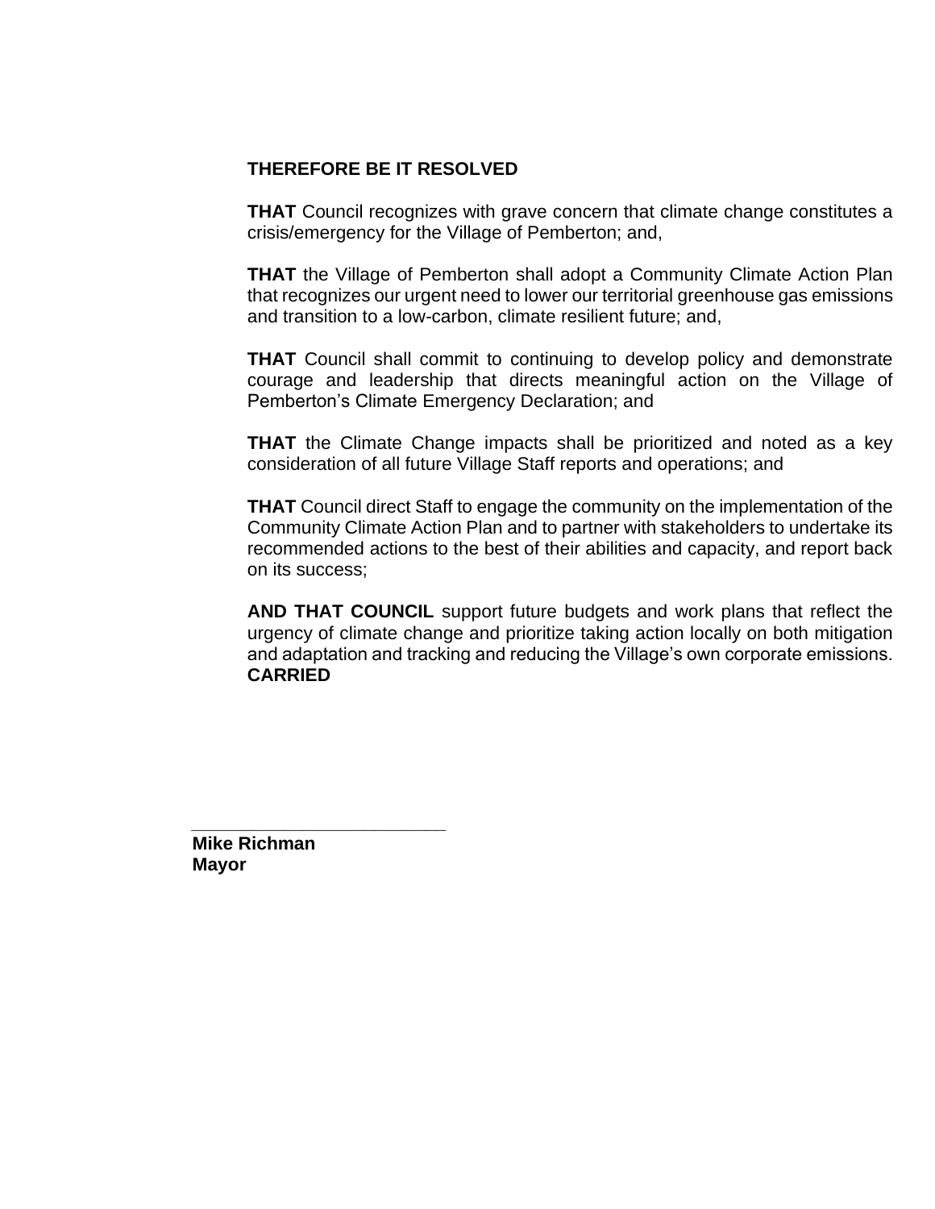**THEREFORE BE IT RESOLVED**

**THAT** Council recognizes with grave concern that climate change constitutes a crisis/emergency for the Village of Pemberton; and,

**THAT** the Village of Pemberton shall adopt a Community Climate Action Plan that recognizes our urgent need to lower our territorial greenhouse gas emissions and transition to a low-carbon, climate resilient future; and,

**THAT** Council shall commit to continuing to develop policy and demonstrate courage and leadership that directs meaningful action on the Village of Pemberton's Climate Emergency Declaration; and

**THAT** the Climate Change impacts shall be prioritized and noted as a key consideration of all future Village Staff reports and operations; and

**THAT** Council direct Staff to engage the community on the implementation of the Community Climate Action Plan and to partner with stakeholders to undertake its recommended actions to the best of their abilities and capacity, and report back on its success;

**AND THAT COUNCIL** support future budgets and work plans that reflect the urgency of climate change and prioritize taking action locally on both mitigation and adaptation and tracking and reducing the Village's own corporate emissions.
**CARRIED**

___________________________
**Mike Richman**
**Mayor**